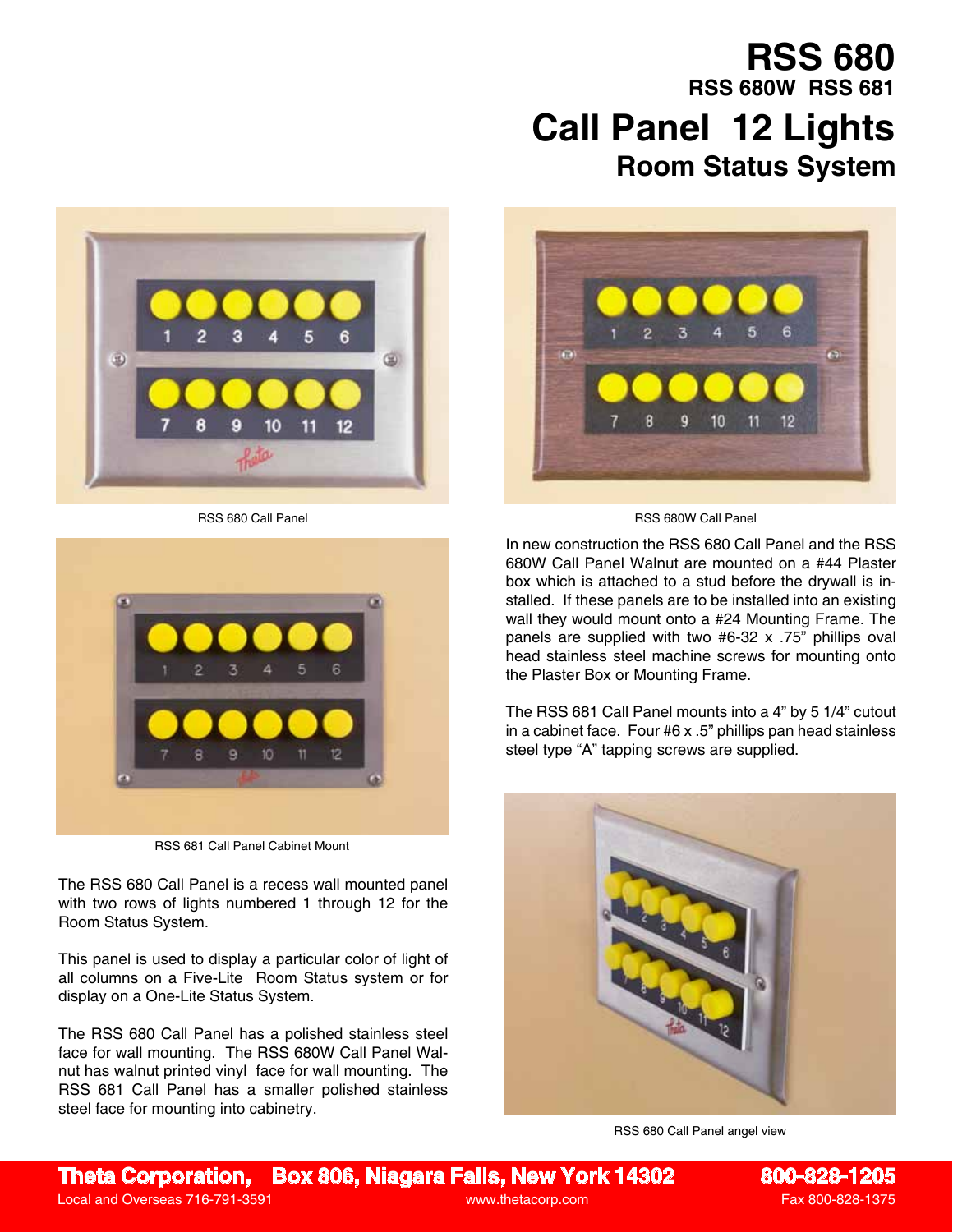# RSS 680

## RSS 680W RSS 681

# Call Panel 12 Lights

## Room Status System

RSS 680 Call Panel

RSS 680W Call Panel

RSS 681 Call Panel Cabinet Mount

The RSS 680 Call Panel is a recess wall mounted panel with two rows of lights numbered 1 through 12 for the Room Status System.

This panel is used to display a particular color of light of all columns on a Five-Lite Room Status system or for display on a One-Lite Status System.

The RSS 680 Call Panel has a polished stainless steel face for wall mounting. The RSS 680W Call Panel Walnut has walnut printed vinyl face for wall mounting. The RSS 681 Call Panel has a smaller polished stainless steel face for mounting into cabinetry.

In new construction the RSS 680 Call Panel and the RSS 680W Call Panel Walnut are mounted on a #44 Plaster box which is attached to a stud before the drywall is installed. If these panels are to be installed into an existing wall they would mount onto a #24 Mounting Frame. The panels are supplied with two #6-32 x .75" phillips oval head stainless steel machine screws for mounting onto the Plaster Box or Mounting Frame.

The RSS 681 Call Panel mounts into a 4" by 5 1/4" cutout in a cabinet face. Four #6 x .5" phillips pan head stainless steel type "A" tapping screws are supplied.

RSS 680 Call Panel angel view

**Theta Corporation, Box 806, Niagara Falls, New York 14302** **800-828-1205**

Local and Overseas 716-791-3591 www.thetacorp.com Fax 800-828-1375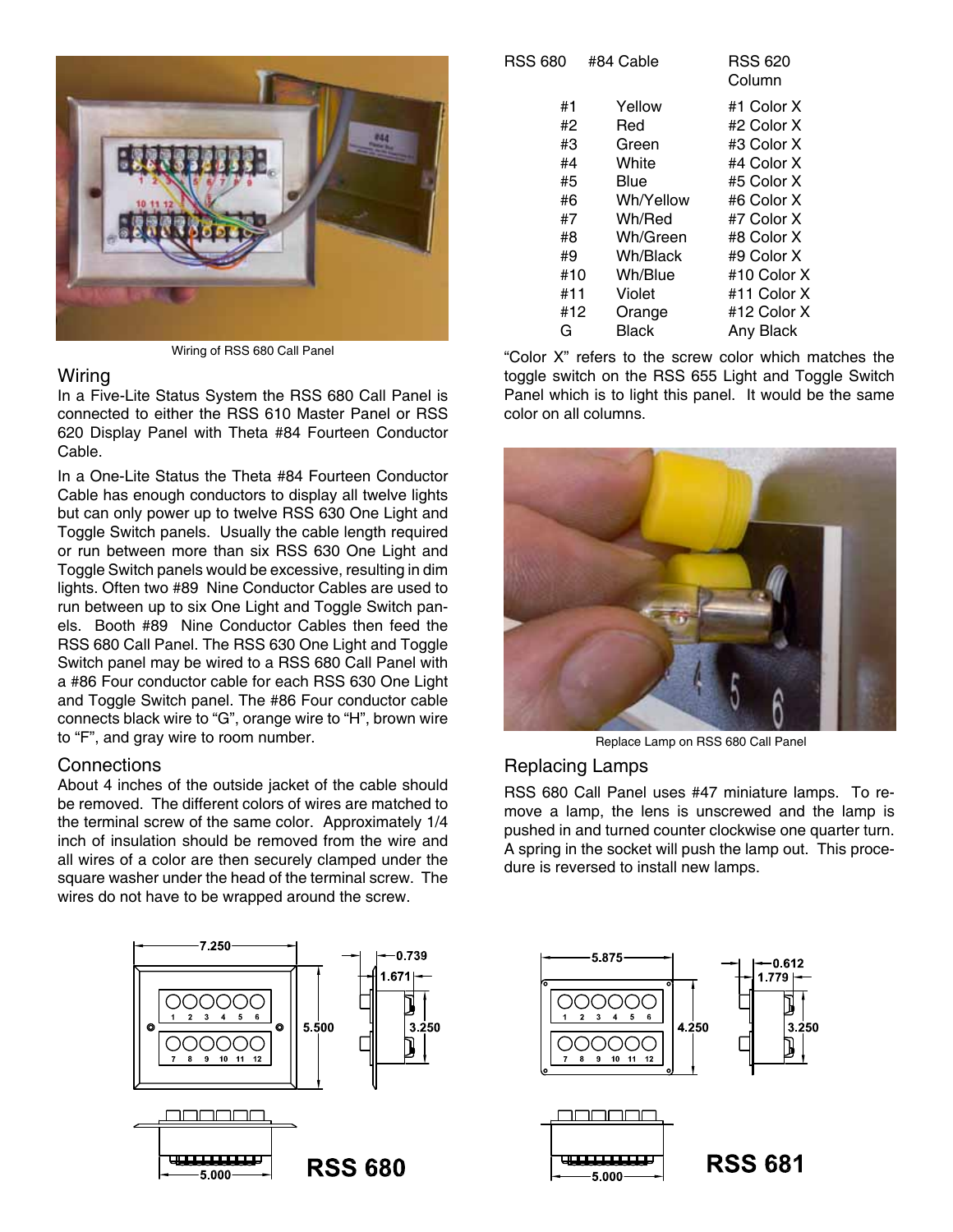Wiring of RSS 680 Call Panel

## Wiring

In a Five-Lite Status System the RSS 680 Call Panel is connected to either the RSS 610 Master Panel or RSS 620 Display Panel with Theta #84 Fourteen Conductor Cable.

In a One-Lite Status the Theta #84 Fourteen Conductor Cable has enough conductors to display all twelve lights but can only power up to twelve RSS 630 One Light and Toggle Switch panels. Usually the cable length required or run between more than six RSS 630 One Light and Toggle Switch panels would be excessive, resulting in dim lights. Often two #89 Nine Conductor Cables are used to run between up to six One Light and Toggle Switch panels. Booth #89 Nine Conductor Cables then feed the RSS 680 Call Panel. The RSS 630 One Light and Toggle Switch panel may be wired to a RSS 680 Call Panel with a #86 Four conductor cable for each RSS 630 One Light and Toggle Switch panel. The #86 Four conductor cable connects black wire to "G", orange wire to "H", brown wire to "F", and gray wire to room number.

## Connections

About 4 inches of the outside jacket of the cable should be removed. The different colors of wires are matched to the terminal screw of the same color. Approximately 1/4 inch of insulation should be removed from the wire and all wires of a color are then securely clamped under the square washer under the head of the terminal screw. The wires do not have to be wrapped around the screw.

| RSS 680 | #84 Cable | RSS 620 Column |
|---|---|---|
| #1 | Yellow | #1 Color X |
| #2 | Red | #2 Color X |
| #3 | Green | #3 Color X |
| #4 | White | #4 Color X |
| #5 | Blue | #5 Color X |
| #6 | Wh/Yellow | #6 Color X |
| #7 | Wh/Red | #7 Color X |
| #8 | Wh/Green | #8 Color X |
| #9 | Wh/Black | #9 Color X |
| #10 | Wh/Blue | #10 Color X |
| #11 | Violet | #11 Color X |
| #12 | Orange | #12 Color X |
| G | Black | Any Black |

"Color X" refers to the screw color which matches the toggle switch on the RSS 655 Light and Toggle Switch Panel which is to light this panel. It would be the same color on all columns.

Replace Lamp on RSS 680 Call Panel

## Replacing Lamps

RSS 680 Call Panel uses #47 miniature lamps. To remove a lamp, the lens is unscrewed and the lamp is pushed in and turned counter clockwise one quarter turn. A spring in the socket will push the lamp out. This procedure is reversed to install new lamps.

7.250
5.500
0.739
1.671
3.250
5.000
1 2 3 4 5 6
7 8 9 10 11 12
**RSS 680**

5.875
4.250
0.612
1.779
3.250
5.000
1 2 3 4 5 6
7 8 9 10 11 12
**RSS 681**